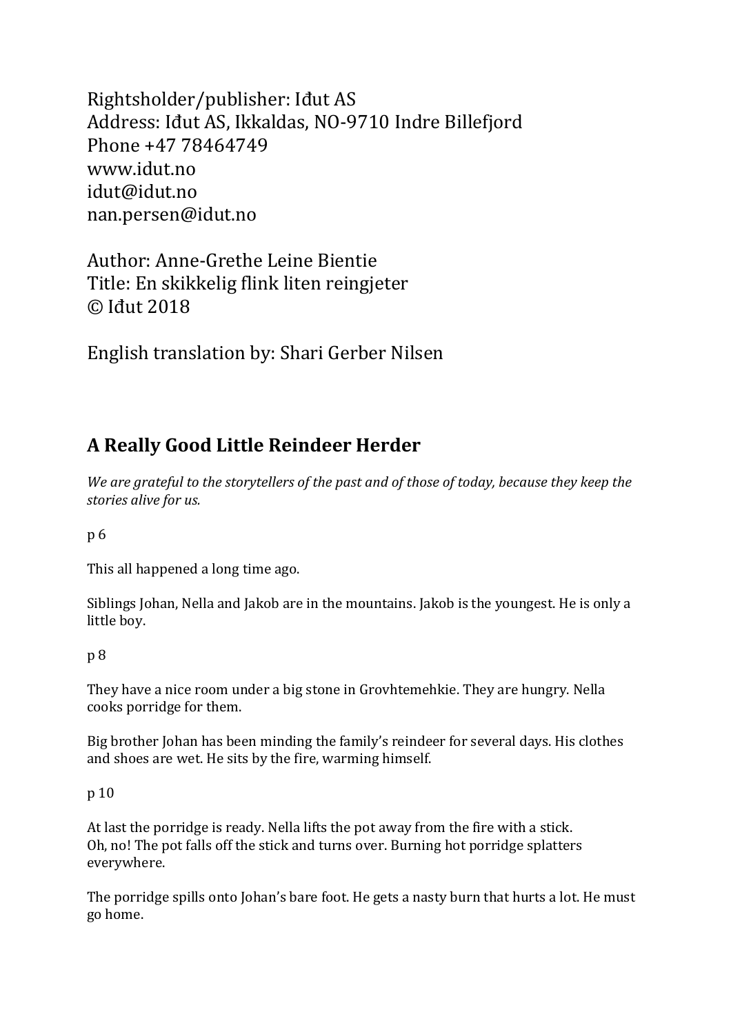Rightsholder/publisher: Iđut AS
Address: Iđut AS, Ikkaldas, NO-9710 Indre Billefjord
Phone +47 78464749
www.idut.no
idut@idut.no
nan.persen@idut.no

Author: Anne-Grethe Leine Bientie
Title: En skikkelig flink liten reingjeter
© Iđut 2018

English translation by: Shari Gerber Nilsen

## A Really Good Little Reindeer Herder

*We are grateful to the storytellers of the past and of those of today, because they keep the stories alive for us.*

p 6

This all happened a long time ago.

Siblings Johan, Nella and Jakob are in the mountains. Jakob is the youngest. He is only a little boy.

p 8

They have a nice room under a big stone in Grovhtemehkie. They are hungry. Nella cooks porridge for them.

Big brother Johan has been minding the family's reindeer for several days. His clothes and shoes are wet. He sits by the fire, warming himself.

p 10

At last the porridge is ready. Nella lifts the pot away from the fire with a stick.
Oh, no! The pot falls off the stick and turns over. Burning hot porridge splatters everywhere.

The porridge spills onto Johan's bare foot. He gets a nasty burn that hurts a lot. He must go home.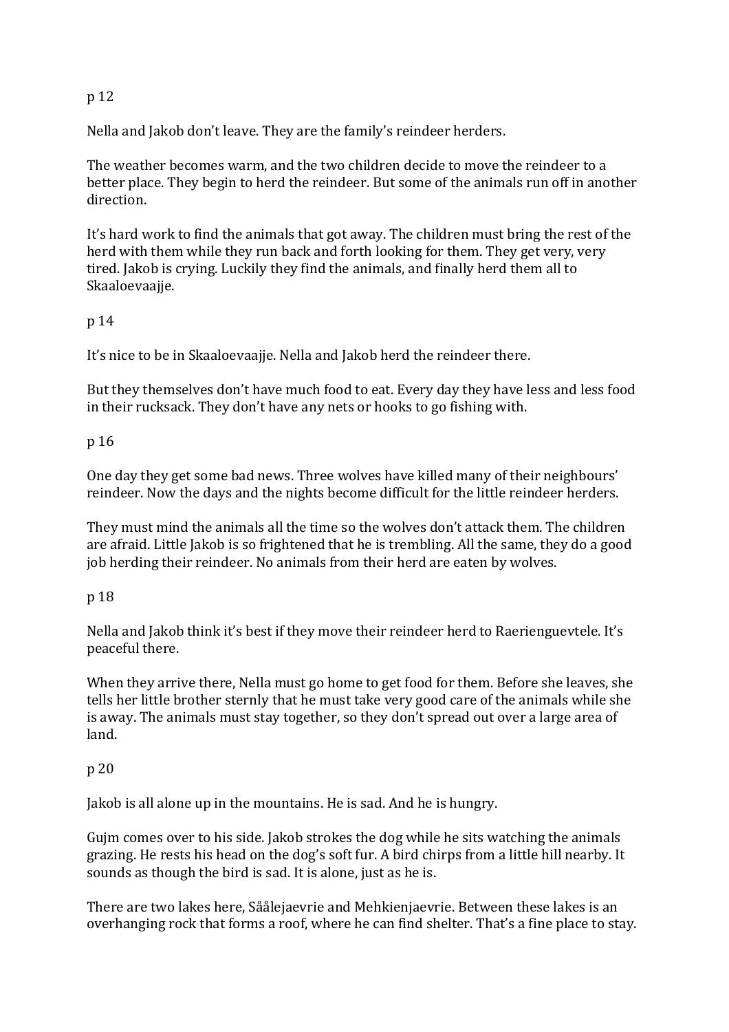p 12

Nella and Jakob don't leave. They are the family's reindeer herders.

The weather becomes warm, and the two children decide to move the reindeer to a better place. They begin to herd the reindeer. But some of the animals run off in another direction.

It's hard work to find the animals that got away. The children must bring the rest of the herd with them while they run back and forth looking for them. They get very, very tired. Jakob is crying. Luckily they find the animals, and finally herd them all to Skaaloevaajje.

p 14

It's nice to be in Skaaloevaajje. Nella and Jakob herd the reindeer there.

But they themselves don't have much food to eat. Every day they have less and less food in their rucksack. They don't have any nets or hooks to go fishing with.

p 16

One day they get some bad news. Three wolves have killed many of their neighbours' reindeer. Now the days and the nights become difficult for the little reindeer herders.

They must mind the animals all the time so the wolves don't attack them. The children are afraid. Little Jakob is so frightened that he is trembling. All the same, they do a good job herding their reindeer. No animals from their herd are eaten by wolves.

p 18

Nella and Jakob think it's best if they move their reindeer herd to Raerienguevtele. It's peaceful there.

When they arrive there, Nella must go home to get food for them. Before she leaves, she tells her little brother sternly that he must take very good care of the animals while she is away. The animals must stay together, so they don't spread out over a large area of land.

p 20

Jakob is all alone up in the mountains. He is sad. And he is hungry.

Gujm comes over to his side. Jakob strokes the dog while he sits watching the animals grazing. He rests his head on the dog's soft fur. A bird chirps from a little hill nearby. It sounds as though the bird is sad. It is alone, just as he is.

There are two lakes here, Såålejaevrie and Mehkienjaevrie. Between these lakes is an overhanging rock that forms a roof, where he can find shelter. That's a fine place to stay.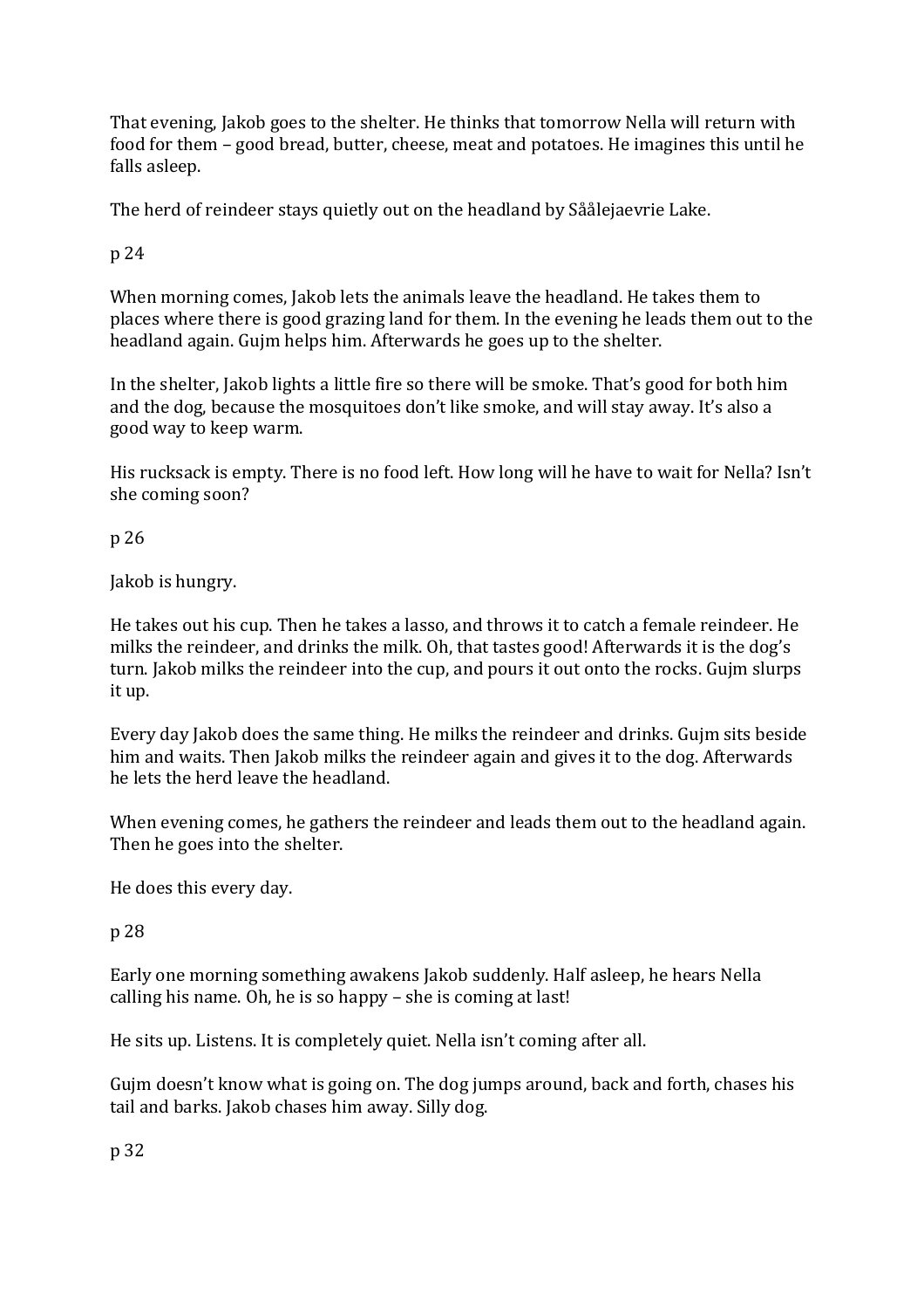That evening, Jakob goes to the shelter. He thinks that tomorrow Nella will return with food for them – good bread, butter, cheese, meat and potatoes. He imagines this until he falls asleep.

The herd of reindeer stays quietly out on the headland by Sååléjaevrie Lake.

p 24

When morning comes, Jakob lets the animals leave the headland. He takes them to places where there is good grazing land for them. In the evening he leads them out to the headland again. Gujm helps him. Afterwards he goes up to the shelter.

In the shelter, Jakob lights a little fire so there will be smoke. That's good for both him and the dog, because the mosquitoes don't like smoke, and will stay away. It's also a good way to keep warm.

His rucksack is empty. There is no food left. How long will he have to wait for Nella? Isn't she coming soon?

p 26

Jakob is hungry.

He takes out his cup. Then he takes a lasso, and throws it to catch a female reindeer. He milks the reindeer, and drinks the milk. Oh, that tastes good! Afterwards it is the dog's turn. Jakob milks the reindeer into the cup, and pours it out onto the rocks. Gujm slurps it up.

Every day Jakob does the same thing. He milks the reindeer and drinks. Gujm sits beside him and waits. Then Jakob milks the reindeer again and gives it to the dog. Afterwards he lets the herd leave the headland.

When evening comes, he gathers the reindeer and leads them out to the headland again. Then he goes into the shelter.

He does this every day.

p 28

Early one morning something awakens Jakob suddenly. Half asleep, he hears Nella calling his name. Oh, he is so happy – she is coming at last!

He sits up. Listens. It is completely quiet. Nella isn't coming after all.

Gujm doesn't know what is going on. The dog jumps around, back and forth, chases his tail and barks. Jakob chases him away. Silly dog.

p 32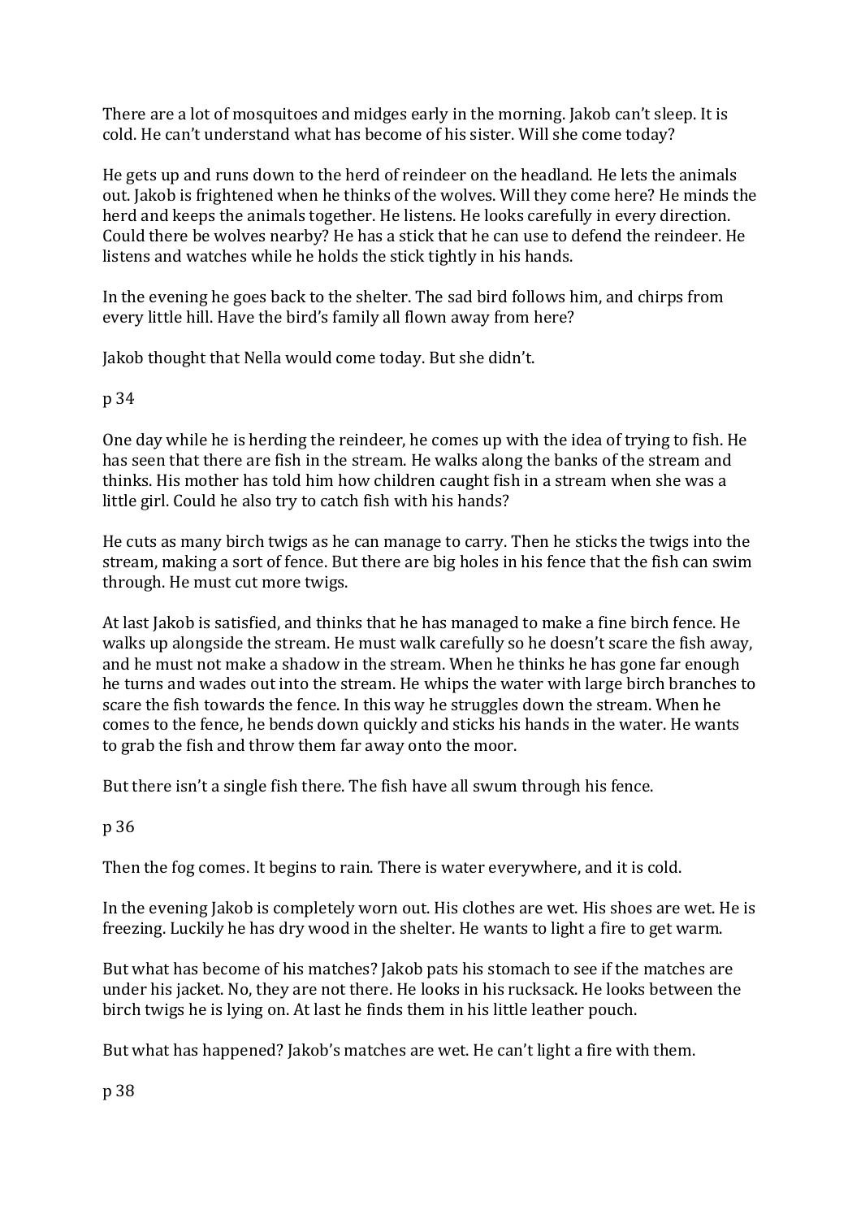There are a lot of mosquitoes and midges early in the morning. Jakob can't sleep. It is cold. He can't understand what has become of his sister. Will she come today?

He gets up and runs down to the herd of reindeer on the headland. He lets the animals out. Jakob is frightened when he thinks of the wolves. Will they come here? He minds the herd and keeps the animals together. He listens. He looks carefully in every direction. Could there be wolves nearby? He has a stick that he can use to defend the reindeer. He listens and watches while he holds the stick tightly in his hands.

In the evening he goes back to the shelter. The sad bird follows him, and chirps from every little hill. Have the bird's family all flown away from here?

Jakob thought that Nella would come today. But she didn't.

p 34

One day while he is herding the reindeer, he comes up with the idea of trying to fish. He has seen that there are fish in the stream. He walks along the banks of the stream and thinks. His mother has told him how children caught fish in a stream when she was a little girl. Could he also try to catch fish with his hands?

He cuts as many birch twigs as he can manage to carry. Then he sticks the twigs into the stream, making a sort of fence. But there are big holes in his fence that the fish can swim through. He must cut more twigs.

At last Jakob is satisfied, and thinks that he has managed to make a fine birch fence. He walks up alongside the stream. He must walk carefully so he doesn't scare the fish away, and he must not make a shadow in the stream. When he thinks he has gone far enough he turns and wades out into the stream. He whips the water with large birch branches to scare the fish towards the fence. In this way he struggles down the stream. When he comes to the fence, he bends down quickly and sticks his hands in the water. He wants to grab the fish and throw them far away onto the moor.

But there isn't a single fish there. The fish have all swum through his fence.

p 36

Then the fog comes. It begins to rain. There is water everywhere, and it is cold.

In the evening Jakob is completely worn out. His clothes are wet. His shoes are wet. He is freezing. Luckily he has dry wood in the shelter. He wants to light a fire to get warm.

But what has become of his matches? Jakob pats his stomach to see if the matches are under his jacket. No, they are not there. He looks in his rucksack. He looks between the birch twigs he is lying on. At last he finds them in his little leather pouch.

But what has happened? Jakob's matches are wet. He can't light a fire with them.

p 38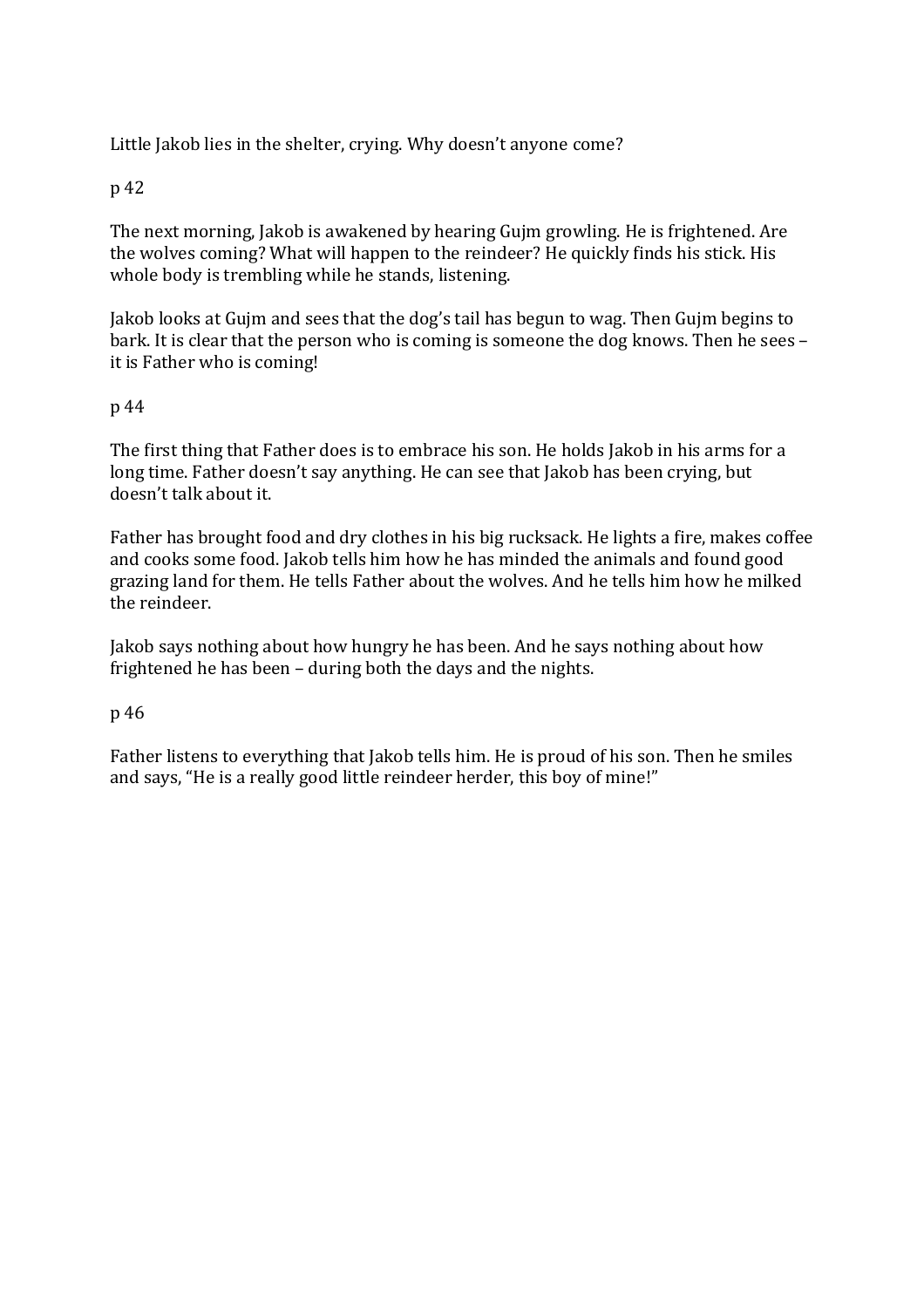Little Jakob lies in the shelter, crying. Why doesn't anyone come?

p 42

The next morning, Jakob is awakened by hearing Gujm growling. He is frightened. Are the wolves coming? What will happen to the reindeer? He quickly finds his stick. His whole body is trembling while he stands, listening.

Jakob looks at Gujm and sees that the dog's tail has begun to wag. Then Gujm begins to bark. It is clear that the person who is coming is someone the dog knows. Then he sees – it is Father who is coming!

p 44

The first thing that Father does is to embrace his son. He holds Jakob in his arms for a long time. Father doesn't say anything. He can see that Jakob has been crying, but doesn't talk about it.

Father has brought food and dry clothes in his big rucksack. He lights a fire, makes coffee and cooks some food. Jakob tells him how he has minded the animals and found good grazing land for them. He tells Father about the wolves. And he tells him how he milked the reindeer.

Jakob says nothing about how hungry he has been. And he says nothing about how frightened he has been – during both the days and the nights.

p 46

Father listens to everything that Jakob tells him. He is proud of his son. Then he smiles and says, "He is a really good little reindeer herder, this boy of mine!"